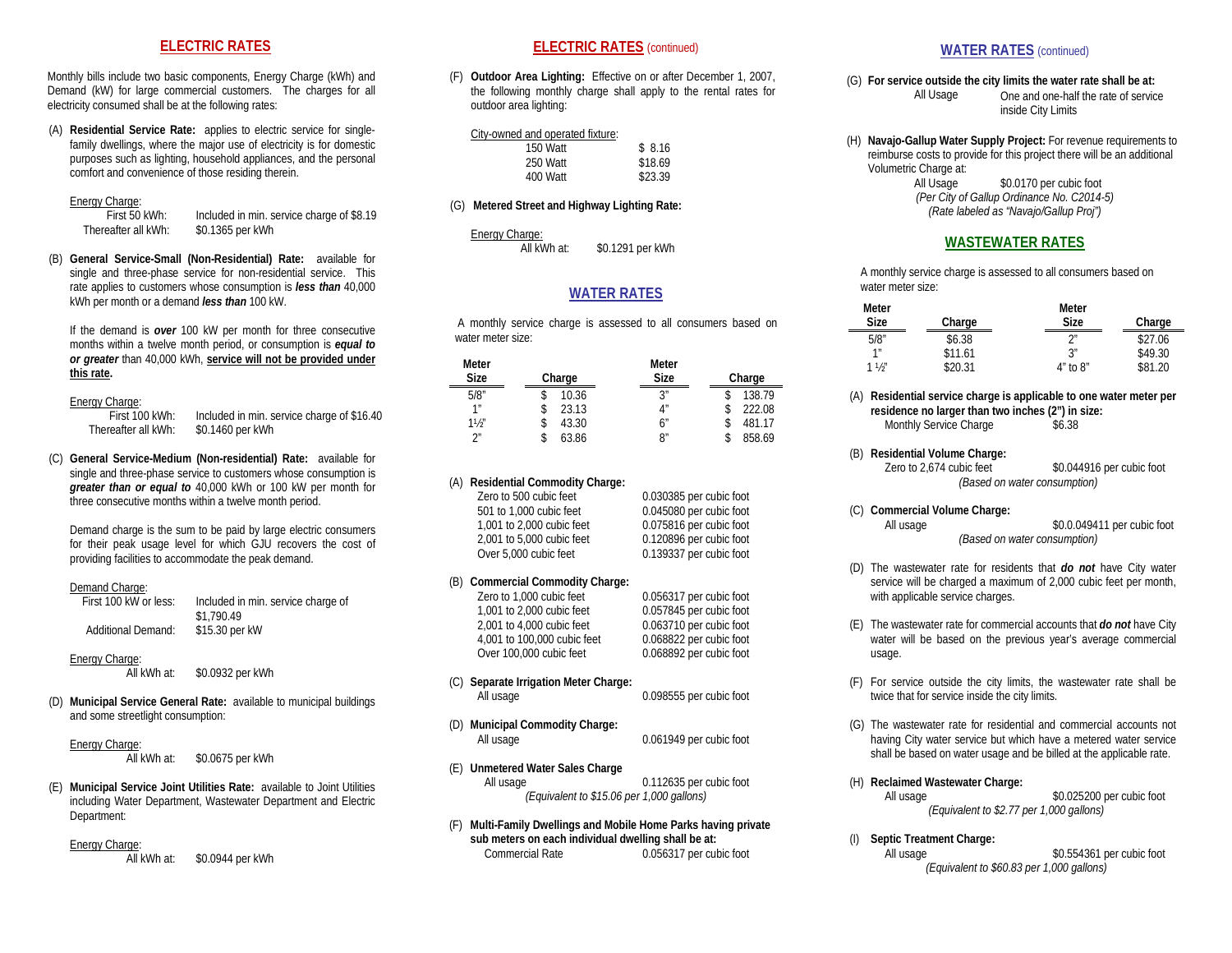## ELECTRIC RATES

Monthly bills include two basic components, Energy Charge (kWh) and Demand (kW) for large commercial customers. The charges for all electricity consumed shall be at the following rates:

(A) **Residential Service Rate:** applies to electric service for single-family dwellings, where the major use of electricity is for domestic purposes such as lighting, household appliances, and the personal comfort and convenience of those residing therein.

Energy Charge:

| | |
|---|---|
| First 50 kWh: | Included in min. service charge of $8.19 |
| Thereafter all kWh: | $0.1365 per kWh |

(B) **General Service-Small (Non-Residential) Rate:** available for single and three-phase service for non-residential service. This rate applies to customers whose consumption is ***less than*** 40,000 kWh per month or a demand ***less than*** 100 kW.

If the demand is ***over*** 100 kW per month for three consecutive months within a twelve month period, or consumption is ***equal to or greater*** than 40,000 kWh, **service will not be provided under this rate.**

Energy Charge:

| | |
|---|---|
| First 100 kWh: | Included in min. service charge of $16.40 |
| Thereafter all kWh: | $0.1460 per kWh |

(C) **General Service-Medium (Non-residential) Rate:** available for single and three-phase service to customers whose consumption is ***greater than or equal to*** 40,000 kWh or 100 kW per month for three consecutive months within a twelve month period.

Demand charge is the sum to be paid by large electric consumers for their peak usage level for which GJU recovers the cost of providing facilities to accommodate the peak demand.

Demand Charge:

| | |
|---|---|
| First 100 kW or less: | Included in min. service charge of $1,790.49 |
| Additional Demand: | $15.30 per kW |

Energy Charge:

| | |
|---|---|
| All kWh at: | $0.0932 per kWh |

(D) **Municipal Service General Rate:** available to municipal buildings and some streetlight consumption:

Energy Charge:

| | |
|---|---|
| All kWh at: | $0.0675 per kWh |

(E) **Municipal Service Joint Utilities Rate:** available to Joint Utilities including Water Department, Wastewater Department and Electric Department:

Energy Charge:

| | |
|---|---|
| All kWh at: | $0.0944 per kWh |

## ELECTRIC RATES (continued)

(F) **Outdoor Area Lighting:** Effective on or after December 1, 2007, the following monthly charge shall apply to the rental rates for outdoor area lighting:

City-owned and operated fixture:

| | |
|---|---|
| 150 Watt | $ 8.16 |
| 250 Watt | $18.69 |
| 400 Watt | $23.39 |

(G) **Metered Street and Highway Lighting Rate:**

Energy Charge:

| | |
|---|---|
| All kWh at: | $0.1291 per kWh |

## WATER RATES

A monthly service charge is assessed to all consumers based on water meter size:

| Meter Size | Charge | Meter Size | Charge |
|---|---|---|---|
| 5/8" | $ 10.36 | 3" | $ 138.79 |
| 1" | $ 23.13 | 4" | $ 222.08 |
| 1½" | $ 43.30 | 6" | $ 481.17 |
| 2" | $ 63.86 | 8" | $ 858.69 |

(A) **Residential Commodity Charge:**

| | |
|---|---|
| Zero to 500 cubic feet | 0.030385 per cubic foot |
| 501 to 1,000 cubic feet | 0.045080 per cubic foot |
| 1,001 to 2,000 cubic feet | 0.075816 per cubic foot |
| 2,001 to 5,000 cubic feet | 0.120896 per cubic foot |
| Over 5,000 cubic feet | 0.139337 per cubic foot |

(B) **Commercial Commodity Charge:**

| | |
|---|---|
| Zero to 1,000 cubic feet | 0.056317 per cubic foot |
| 1,001 to 2,000 cubic feet | 0.057845 per cubic foot |
| 2,001 to 4,000 cubic feet | 0.063710 per cubic foot |
| 4,001 to 100,000 cubic feet | 0.068822 per cubic foot |
| Over 100,000 cubic feet | 0.068892 per cubic foot |

(C) **Separate Irrigation Meter Charge:**

| | |
|---|---|
| All usage | 0.098555 per cubic foot |

(D) **Municipal Commodity Charge:**

| | |
|---|---|
| All usage | 0.061949 per cubic foot |

(E) **Unmetered Water Sales Charge**

| | |
|---|---|
| All usage | 0.112635 per cubic foot |

*(Equivalent to $15.06 per 1,000 gallons)*

(F) **Multi-Family Dwellings and Mobile Home Parks having private sub meters on each individual dwelling shall be at:**

| | |
|---|---|
| Commercial Rate | 0.056317 per cubic foot |

## WATER RATES (continued)

(G) **For service outside the city limits the water rate shall be at:**

| | |
|---|---|
| All Usage | One and one-half the rate of service inside City Limits |

(H) **Navajo-Gallup Water Supply Project:** For revenue requirements to reimburse costs to provide for this project there will be an additional Volumetric Charge at:

| | |
|---|---|
| All Usage | $0.0170 per cubic foot |

*(Per City of Gallup Ordinance No. C2014-5)*
*(Rate labeled as "Navajo/Gallup Proj")*

## WASTEWATER RATES

A monthly service charge is assessed to all consumers based on water meter size:

| Meter Size | Charge | Meter Size | Charge |
|---|---|---|---|
| 5/8" | $6.38 | 2" | $27.06 |
| 1" | $11.61 | 3" | $49.30 |
| 1 ½" | $20.31 | 4" to 8" | $81.20 |

(A) **Residential service charge is applicable to one water meter per residence no larger than two inches (2") in size:**

| | |
|---|---|
| Monthly Service Charge | $6.38 |

(B) **Residential Volume Charge:**

| | |
|---|---|
| Zero to 2,674 cubic feet | $0.044916 per cubic foot |

*(Based on water consumption)*

(C) **Commercial Volume Charge:**

| | |
|---|---|
| All usage | $0.0.049411 per cubic foot |

*(Based on water consumption)*

(D) The wastewater rate for residents that ***do not*** have City water service will be charged a maximum of 2,000 cubic feet per month, with applicable service charges.

(E) The wastewater rate for commercial accounts that ***do not*** have City water will be based on the previous year's average commercial usage.

(F) For service outside the city limits, the wastewater rate shall be twice that for service inside the city limits.

(G) The wastewater rate for residential and commercial accounts not having City water service but which have a metered water service shall be based on water usage and be billed at the applicable rate.

(H) **Reclaimed Wastewater Charge:**

| | |
|---|---|
| All usage | $0.025200 per cubic foot |

*(Equivalent to $2.77 per 1,000 gallons)*

(I) **Septic Treatment Charge:**

| | |
|---|---|
| All usage | $0.554361 per cubic foot |

*(Equivalent to $60.83 per 1,000 gallons)*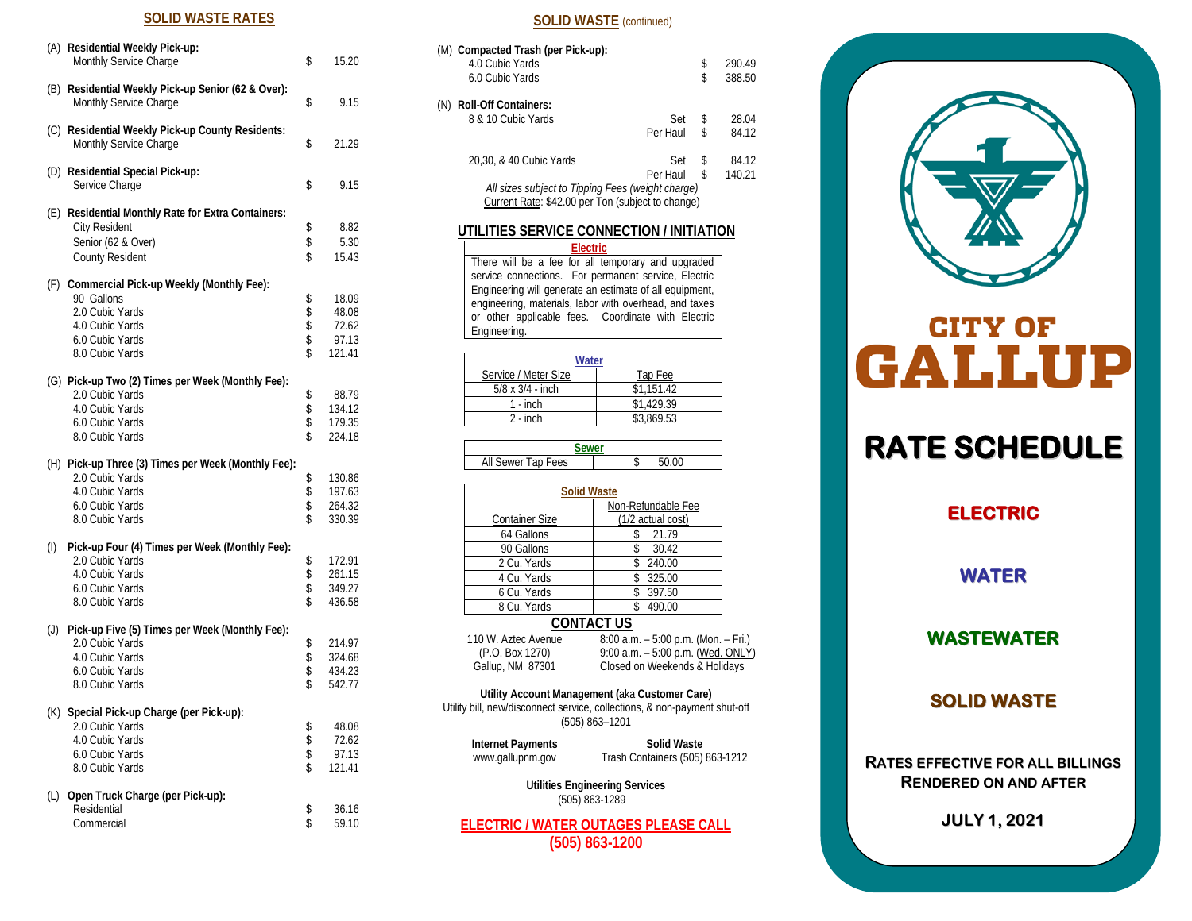## SOLID WASTE RATES

(A) **Residential Weekly Pick-up:**

| | | |
|---|---|---|
| Monthly Service Charge | $ | 15.20 |

(B) **Residential Weekly Pick-up Senior (62 & Over):**

| | | |
|---|---|---|
| Monthly Service Charge | $ | 9.15 |

(C) **Residential Weekly Pick-up County Residents:**

| | | |
|---|---|---|
| Monthly Service Charge | $ | 21.29 |

(D) **Residential Special Pick-up:**

| | | |
|---|---|---|
| Service Charge | $ | 9.15 |

(E) **Residential Monthly Rate for Extra Containers:**

| | | |
|---|---|---|
| City Resident | $ | 8.82 |
| Senior (62 & Over) | $ | 5.30 |
| County Resident | $ | 15.43 |

(F) **Commercial Pick-up Weekly (Monthly Fee):**

| | | |
|---|---|---|
| 90 Gallons | $ | 18.09 |
| 2.0 Cubic Yards | $ | 48.08 |
| 4.0 Cubic Yards | $ | 72.62 |
| 6.0 Cubic Yards | $ | 97.13 |
| 8.0 Cubic Yards | $ | 121.41 |

(G) **Pick-up Two (2) Times per Week (Monthly Fee):**

| | | |
|---|---|---|
| 2.0 Cubic Yards | $ | 88.79 |
| 4.0 Cubic Yards | $ | 134.12 |
| 6.0 Cubic Yards | $ | 179.35 |
| 8.0 Cubic Yards | $ | 224.18 |

(H) **Pick-up Three (3) Times per Week (Monthly Fee):**

| | | |
|---|---|---|
| 2.0 Cubic Yards | $ | 130.86 |
| 4.0 Cubic Yards | $ | 197.63 |
| 6.0 Cubic Yards | $ | 264.32 |
| 8.0 Cubic Yards | $ | 330.39 |

(I) **Pick-up Four (4) Times per Week (Monthly Fee):**

| | | |
|---|---|---|
| 2.0 Cubic Yards | $ | 172.91 |
| 4.0 Cubic Yards | $ | 261.15 |
| 6.0 Cubic Yards | $ | 349.27 |
| 8.0 Cubic Yards | $ | 436.58 |

(J) **Pick-up Five (5) Times per Week (Monthly Fee):**

| | | |
|---|---|---|
| 2.0 Cubic Yards | $ | 214.97 |
| 4.0 Cubic Yards | $ | 324.68 |
| 6.0 Cubic Yards | $ | 434.23 |
| 8.0 Cubic Yards | $ | 542.77 |

(K) **Special Pick-up Charge (per Pick-up):**

| | | |
|---|---|---|
| 2.0 Cubic Yards | $ | 48.08 |
| 4.0 Cubic Yards | $ | 72.62 |
| 6.0 Cubic Yards | $ | 97.13 |
| 8.0 Cubic Yards | $ | 121.41 |

(L) **Open Truck Charge (per Pick-up):**

| | | |
|---|---|---|
| Residential | $ | 36.16 |
| Commercial | $ | 59.10 |

## SOLID WASTE (continued)

(M) **Compacted Trash (per Pick-up):**

| | | |
|---|---|---|
| 4.0 Cubic Yards | $ | 290.49 |
| 6.0 Cubic Yards | $ | 388.50 |

(N) **Roll-Off Containers:**

| | | | |
|---|---|---|---|
| 8 & 10 Cubic Yards | Set | $ | 28.04 |
| | Per Haul | $ | 84.12 |
| 20,30, & 40 Cubic Yards | Set | $ | 84.12 |
| | Per Haul | $ | 140.21 |

*All sizes subject to Tipping Fees (weight charge)*
Current Rate: $42.00 per Ton (subject to change)

## UTILITIES SERVICE CONNECTION / INITIATION

**Electric**

There will be a fee for all temporary and upgraded service connections. For permanent service, Electric Engineering will generate an estimate of all equipment, engineering, materials, labor with overhead, and taxes or other applicable fees. Coordinate with Electric Engineering.

**Water**

| Service / Meter Size | Tap Fee |
|---|---|
| 5/8 x 3/4 - inch | $1,151.42 |
| 1 - inch | $1,429.39 |
| 2 - inch | $3,869.53 |

**Sewer**

| | |
|---|---|
| All Sewer Tap Fees | $ 50.00 |

**Solid Waste**

| Container Size | Non-Refundable Fee (1/2 actual cost) |
|---|---|
| 64 Gallons | $ 21.79 |
| 90 Gallons | $ 30.42 |
| 2 Cu. Yards | $ 240.00 |
| 4 Cu. Yards | $ 325.00 |
| 6 Cu. Yards | $ 397.50 |
| 8 Cu. Yards | $ 490.00 |

## CONTACT US

110 W. Aztec Avenue
(P.O. Box 1270)
Gallup, NM 87301

8:00 a.m. – 5:00 p.m. (Mon. – Fri.)
9:00 a.m. – 5:00 p.m. (Wed. ONLY)
Closed on Weekends & Holidays

**Utility Account Management (**aka **Customer Care)**
Utility bill, new/disconnect service, collections, & non-payment shut-off
(505) 863–1201

**Internet Payments**
www.gallupnm.gov

**Solid Waste**
Trash Containers (505) 863-1212

**Utilities Engineering Services**
(505) 863-1289

**ELECTRIC / WATER OUTAGES PLEASE CALL**
**(505) 863-1200**

# CITY OF GALLUP

# RATE SCHEDULE

**ELECTRIC**

**WATER**

**WASTEWATER**

**SOLID WASTE**

**RATES EFFECTIVE FOR ALL BILLINGS RENDERED ON AND AFTER**

**JULY 1, 2021**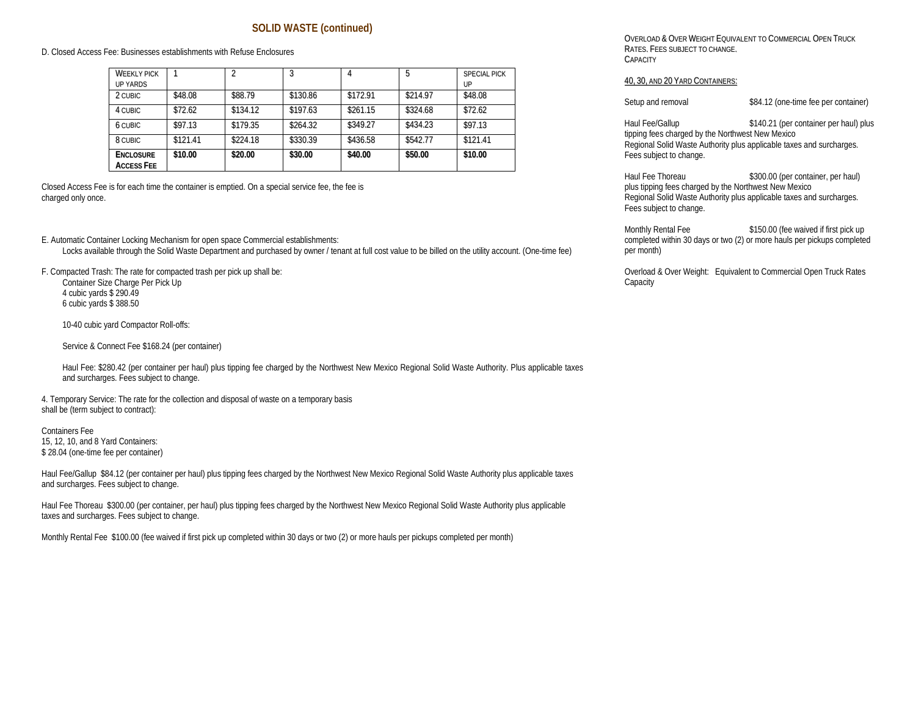## SOLID WASTE (continued)

D. Closed Access Fee: Businesses establishments with Refuse Enclosures

| Weekly pick up yards | 1 | 2 | 3 | 4 | 5 | Special pick up |
|---|---|---|---|---|---|---|
| 2 cubic | $48.08 | $88.79 | $130.86 | $172.91 | $214.97 | $48.08 |
| 4 cubic | $72.62 | $134.12 | $197.63 | $261.15 | $324.68 | $72.62 |
| 6 cubic | $97.13 | $179.35 | $264.32 | $349.27 | $434.23 | $97.13 |
| 8 cubic | $121.41 | $224.18 | $330.39 | $436.58 | $542.77 | $121.41 |
| **Enclosure Access Fee** | **$10.00** | **$20.00** | **$30.00** | **$40.00** | **$50.00** | **$10.00** |

Closed Access Fee is for each time the container is emptied. On a special service fee, the fee is charged only once.

E. Automatic Container Locking Mechanism for open space Commercial establishments:
Locks available through the Solid Waste Department and purchased by owner / tenant at full cost value to be billed on the utility account. (One-time fee)

F. Compacted Trash: The rate for compacted trash per pick up shall be:
Container Size Charge Per Pick Up
4 cubic yards $ 290.49
6 cubic yards $ 388.50

10-40 cubic yard Compactor Roll-offs:

Service & Connect Fee $168.24 (per container)

Haul Fee: $280.42 (per container per haul) plus tipping fee charged by the Northwest New Mexico Regional Solid Waste Authority. Plus applicable taxes and surcharges. Fees subject to change.

4. Temporary Service: The rate for the collection and disposal of waste on a temporary basis shall be (term subject to contract):

Containers Fee
15, 12, 10, and 8 Yard Containers:
$ 28.04 (one-time fee per container)

Haul Fee/Gallup $84.12 (per container per haul) plus tipping fees charged by the Northwest New Mexico Regional Solid Waste Authority plus applicable taxes and surcharges. Fees subject to change.

Haul Fee Thoreau $300.00 (per container, per haul) plus tipping fees charged by the Northwest New Mexico Regional Solid Waste Authority plus applicable taxes and surcharges. Fees subject to change.

Monthly Rental Fee $100.00 (fee waived if first pick up completed within 30 days or two (2) or more hauls per pickups completed per month)

Overload & Over Weight Equivalent to Commercial Open Truck Rates. Fees subject to change.
Capacity

40, 30, and 20 Yard Containers:

Setup and removal $84.12 (one-time fee per container)

Haul Fee/Gallup $140.21 (per container per haul) plus tipping fees charged by the Northwest New Mexico Regional Solid Waste Authority plus applicable taxes and surcharges. Fees subject to change.

Haul Fee Thoreau $300.00 (per container, per haul) plus tipping fees charged by the Northwest New Mexico Regional Solid Waste Authority plus applicable taxes and surcharges. Fees subject to change.

Monthly Rental Fee $150.00 (fee waived if first pick up completed within 30 days or two (2) or more hauls per pickups completed per month)

Overload & Over Weight: Equivalent to Commercial Open Truck Rates
Capacity